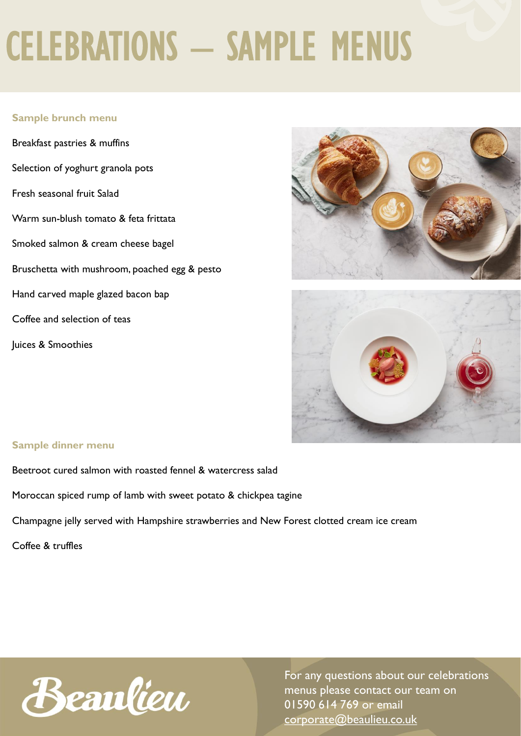# CELEBRATIONS – SAMPLE MENUS

### Sample brunch menu

Breakfast pastries & muffins

Selection of yoghurt granola pots

Fresh seasonal fruit Salad

Warm sun-blush tomato & feta frittata

Smoked salmon & cream cheese bagel

Bruschetta with mushroom, poached egg & pesto

Hand carved maple glazed bacon bap

Coffee and selection of teas

Juices & Smoothies

### Sample dinner menu

Beetroot cured salmon with roasted fennel & watercress salad

Moroccan spiced rump of lamb with sweet potato & chickpea tagine

Champagne jelly served with Hampshire strawberries and New Forest clotted cream ice cream

Coffee & truffles

Beaulieu

For any questions about our celebrations menus please contact our team on 01590 614 769 or email corporate@beaulieu.co.uk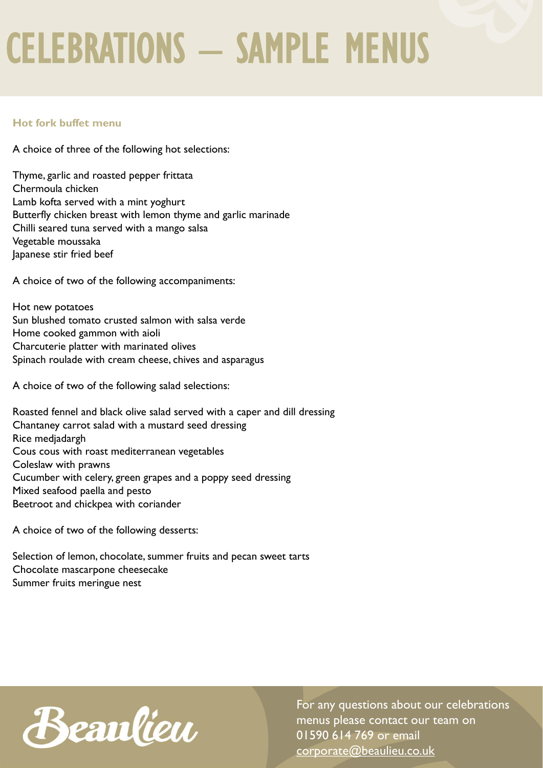# CELEBRATIONS – SAMPLE MENUS

### Hot fork buffet menu

A choice of three of the following hot selections:

Thyme, garlic and roasted pepper frittata
Chermoula chicken
Lamb kofta served with a mint yoghurt
Butterfly chicken breast with lemon thyme and garlic marinade
Chilli seared tuna served with a mango salsa
Vegetable moussaka
Japanese stir fried beef

A choice of two of the following accompaniments:

Hot new potatoes
Sun blushed tomato crusted salmon with salsa verde
Home cooked gammon with aioli
Charcuterie platter with marinated olives
Spinach roulade with cream cheese, chives and asparagus

A choice of two of the following salad selections:

Roasted fennel and black olive salad served with a caper and dill dressing
Chantaney carrot salad with a mustard seed dressing
Rice medjadargh
Cous cous with roast mediterranean vegetables
Coleslaw with prawns
Cucumber with celery, green grapes and a poppy seed dressing
Mixed seafood paella and pesto
Beetroot and chickpea with coriander

A choice of two of the following desserts:

Selection of lemon, chocolate, summer fruits and pecan sweet tarts
Chocolate mascarpone cheesecake
Summer fruits meringue nest

Beaulieu

For any questions about our celebrations menus please contact our team on 01590 614 769 or email corporate@beaulieu.co.uk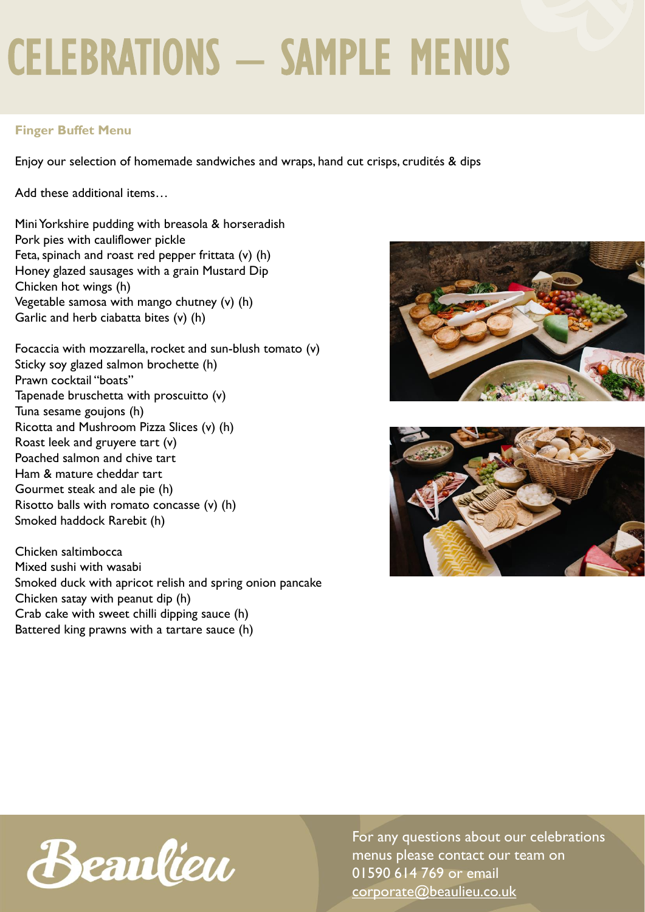# CELEBRATIONS – SAMPLE MENUS

### Finger Buffet Menu

Enjoy our selection of homemade sandwiches and wraps, hand cut crisps, crudités & dips

Add these additional items…

Mini Yorkshire pudding with breasola & horseradish
Pork pies with cauliflower pickle
Feta, spinach and roast red pepper frittata (v) (h)
Honey glazed sausages with a grain Mustard Dip
Chicken hot wings (h)
Vegetable samosa with mango chutney (v) (h)
Garlic and herb ciabatta bites (v) (h)

Focaccia with mozzarella, rocket and sun-blush tomato (v)
Sticky soy glazed salmon brochette (h)
Prawn cocktail "boats"
Tapenade bruschetta with proscuitto (v)
Tuna sesame goujons (h)
Ricotta and Mushroom Pizza Slices (v) (h)
Roast leek and gruyere tart (v)
Poached salmon and chive tart
Ham & mature cheddar tart
Gourmet steak and ale pie (h)
Risotto balls with romato concasse (v) (h)
Smoked haddock Rarebit (h)

Chicken saltimbocca
Mixed sushi with wasabi
Smoked duck with apricot relish and spring onion pancake
Chicken satay with peanut dip (h)
Crab cake with sweet chilli dipping sauce (h)
Battered king prawns with a tartare sauce (h)

Beaulieu

For any questions about our celebrations menus please contact our team on 01590 614 769 or email corporate@beaulieu.co.uk